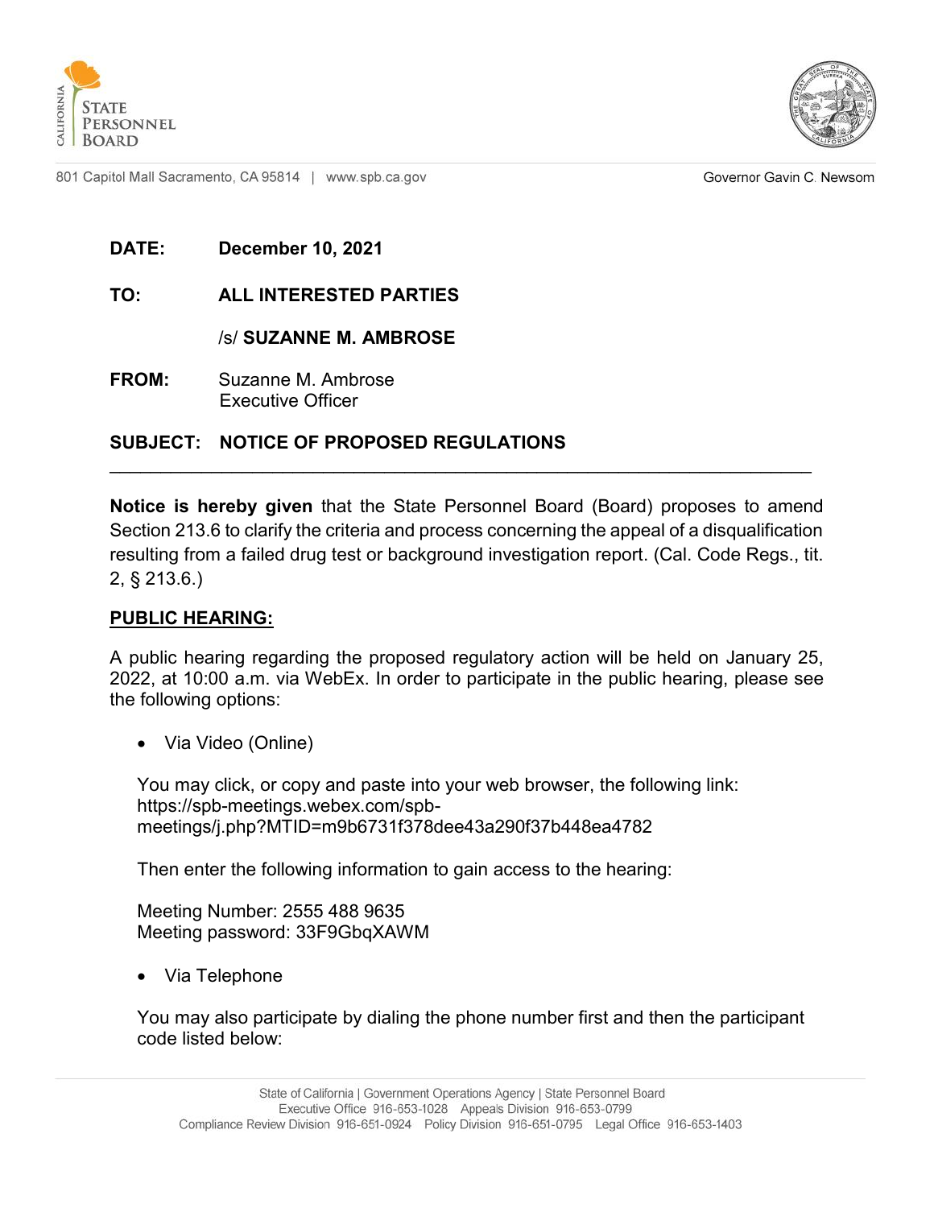STATE PERSONNEL BOARD

801 Capitol Mall Sacramento, CA 95814 | www.spb.ca.gov

Governor Gavin C. Newsom

**DATE:** **December 10, 2021**

**TO:** **ALL INTERESTED PARTIES**

/s/ **SUZANNE M. AMBROSE**

**FROM:** Suzanne M. Ambrose
Executive Officer

**SUBJECT: NOTICE OF PROPOSED REGULATIONS**

---

**Notice is hereby given** that the State Personnel Board (Board) proposes to amend Section 213.6 to clarify the criteria and process concerning the appeal of a disqualification resulting from a failed drug test or background investigation report. (Cal. Code Regs., tit. 2, § 213.6.)

## PUBLIC HEARING:

A public hearing regarding the proposed regulatory action will be held on January 25, 2022, at 10:00 a.m. via WebEx. In order to participate in the public hearing, please see the following options:

- Via Video (Online)

  You may click, or copy and paste into your web browser, the following link: https://spb-meetings.webex.com/spb-meetings/j.php?MTID=m9b6731f378dee43a290f37b448ea4782

  Then enter the following information to gain access to the hearing:

  Meeting Number: 2555 488 9635
  Meeting password: 33F9GbqXAWM

- Via Telephone

  You may also participate by dialing the phone number first and then the participant code listed below:

State of California | Government Operations Agency | State Personnel Board
Executive Office 916-653-1028 Appeals Division 916-653-0799
Compliance Review Division 916-651-0924 Policy Division 916-651-0795 Legal Office 916-653-1403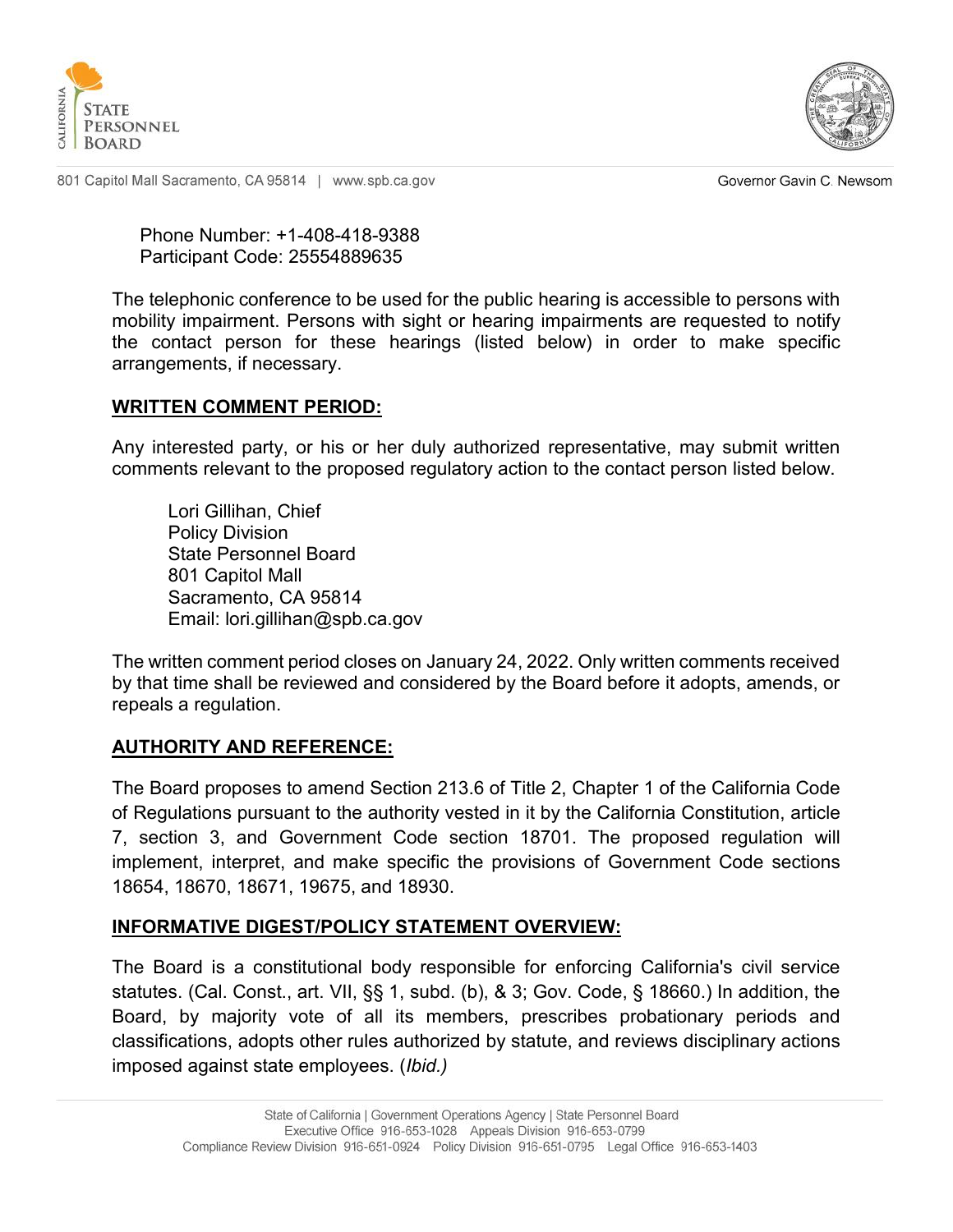Phone Number: +1-408-418-9388
Participant Code: 25554889635

The telephonic conference to be used for the public hearing is accessible to persons with mobility impairment. Persons with sight or hearing impairments are requested to notify the contact person for these hearings (listed below) in order to make specific arrangements, if necessary.

## WRITTEN COMMENT PERIOD:

Any interested party, or his or her duly authorized representative, may submit written comments relevant to the proposed regulatory action to the contact person listed below.

Lori Gillihan, Chief
Policy Division
State Personnel Board
801 Capitol Mall
Sacramento, CA 95814
Email: lori.gillihan@spb.ca.gov

The written comment period closes on January 24, 2022. Only written comments received by that time shall be reviewed and considered by the Board before it adopts, amends, or repeals a regulation.

## AUTHORITY AND REFERENCE:

The Board proposes to amend Section 213.6 of Title 2, Chapter 1 of the California Code of Regulations pursuant to the authority vested in it by the California Constitution, article 7, section 3, and Government Code section 18701. The proposed regulation will implement, interpret, and make specific the provisions of Government Code sections 18654, 18670, 18671, 19675, and 18930.

## INFORMATIVE DIGEST/POLICY STATEMENT OVERVIEW:

The Board is a constitutional body responsible for enforcing California's civil service statutes. (Cal. Const., art. VII, §§ 1, subd. (b), & 3; Gov. Code, § 18660.) In addition, the Board, by majority vote of all its members, prescribes probationary periods and classifications, adopts other rules authorized by statute, and reviews disciplinary actions imposed against state employees. (*Ibid.)*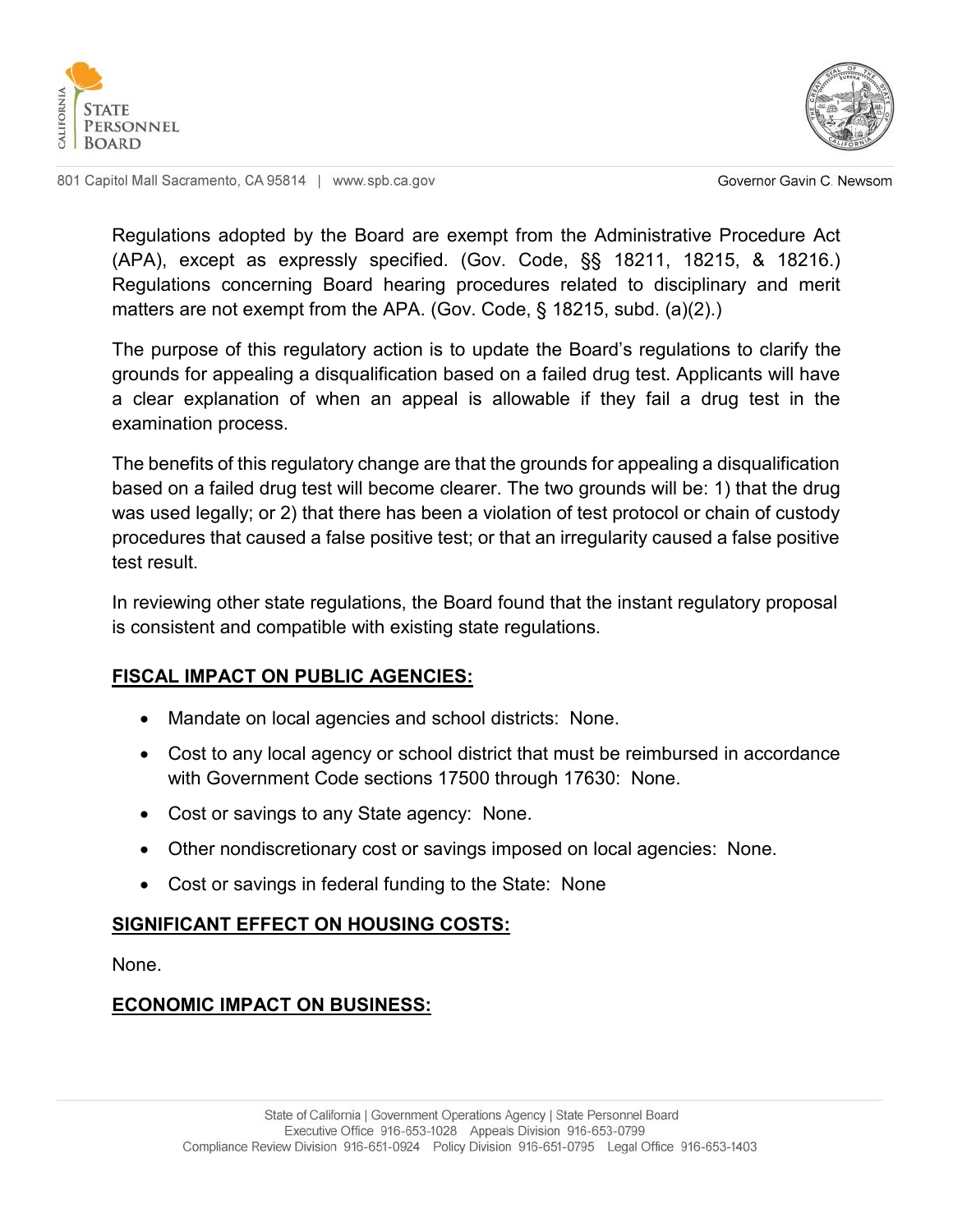Regulations adopted by the Board are exempt from the Administrative Procedure Act (APA), except as expressly specified. (Gov. Code, §§ 18211, 18215, & 18216.) Regulations concerning Board hearing procedures related to disciplinary and merit matters are not exempt from the APA. (Gov. Code, § 18215, subd. (a)(2).)

The purpose of this regulatory action is to update the Board's regulations to clarify the grounds for appealing a disqualification based on a failed drug test. Applicants will have a clear explanation of when an appeal is allowable if they fail a drug test in the examination process.

The benefits of this regulatory change are that the grounds for appealing a disqualification based on a failed drug test will become clearer. The two grounds will be: 1) that the drug was used legally; or 2) that there has been a violation of test protocol or chain of custody procedures that caused a false positive test; or that an irregularity caused a false positive test result.

In reviewing other state regulations, the Board found that the instant regulatory proposal is consistent and compatible with existing state regulations.

## FISCAL IMPACT ON PUBLIC AGENCIES:

- Mandate on local agencies and school districts: None.
- Cost to any local agency or school district that must be reimbursed in accordance with Government Code sections 17500 through 17630: None.
- Cost or savings to any State agency: None.
- Other nondiscretionary cost or savings imposed on local agencies: None.
- Cost or savings in federal funding to the State: None

## SIGNIFICANT EFFECT ON HOUSING COSTS:

None.

## ECONOMIC IMPACT ON BUSINESS: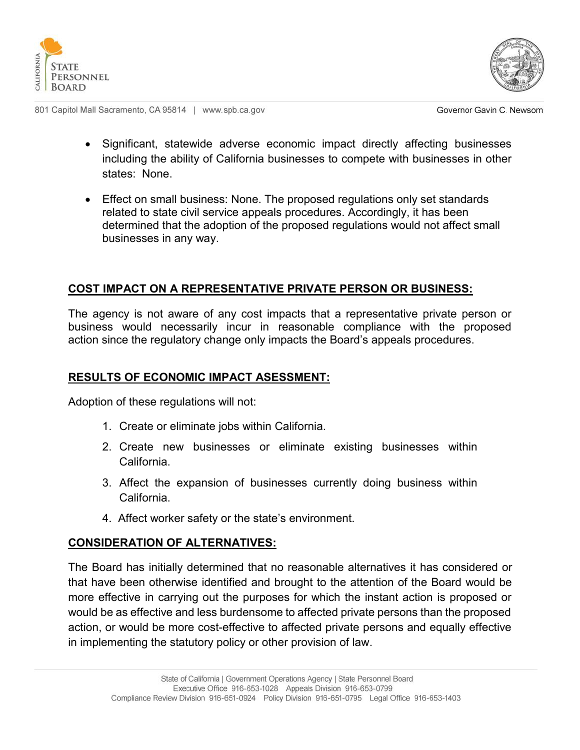- Significant, statewide adverse economic impact directly affecting businesses including the ability of California businesses to compete with businesses in other states: None.

- Effect on small business: None. The proposed regulations only set standards related to state civil service appeals procedures. Accordingly, it has been determined that the adoption of the proposed regulations would not affect small businesses in any way.

## COST IMPACT ON A REPRESENTATIVE PRIVATE PERSON OR BUSINESS:

The agency is not aware of any cost impacts that a representative private person or business would necessarily incur in reasonable compliance with the proposed action since the regulatory change only impacts the Board's appeals procedures.

## RESULTS OF ECONOMIC IMPACT ASESSMENT:

Adoption of these regulations will not:

1. Create or eliminate jobs within California.
2. Create new businesses or eliminate existing businesses within California.
3. Affect the expansion of businesses currently doing business within California.
4. Affect worker safety or the state's environment.

## CONSIDERATION OF ALTERNATIVES:

The Board has initially determined that no reasonable alternatives it has considered or that have been otherwise identified and brought to the attention of the Board would be more effective in carrying out the purposes for which the instant action is proposed or would be as effective and less burdensome to affected private persons than the proposed action, or would be more cost-effective to affected private persons and equally effective in implementing the statutory policy or other provision of law.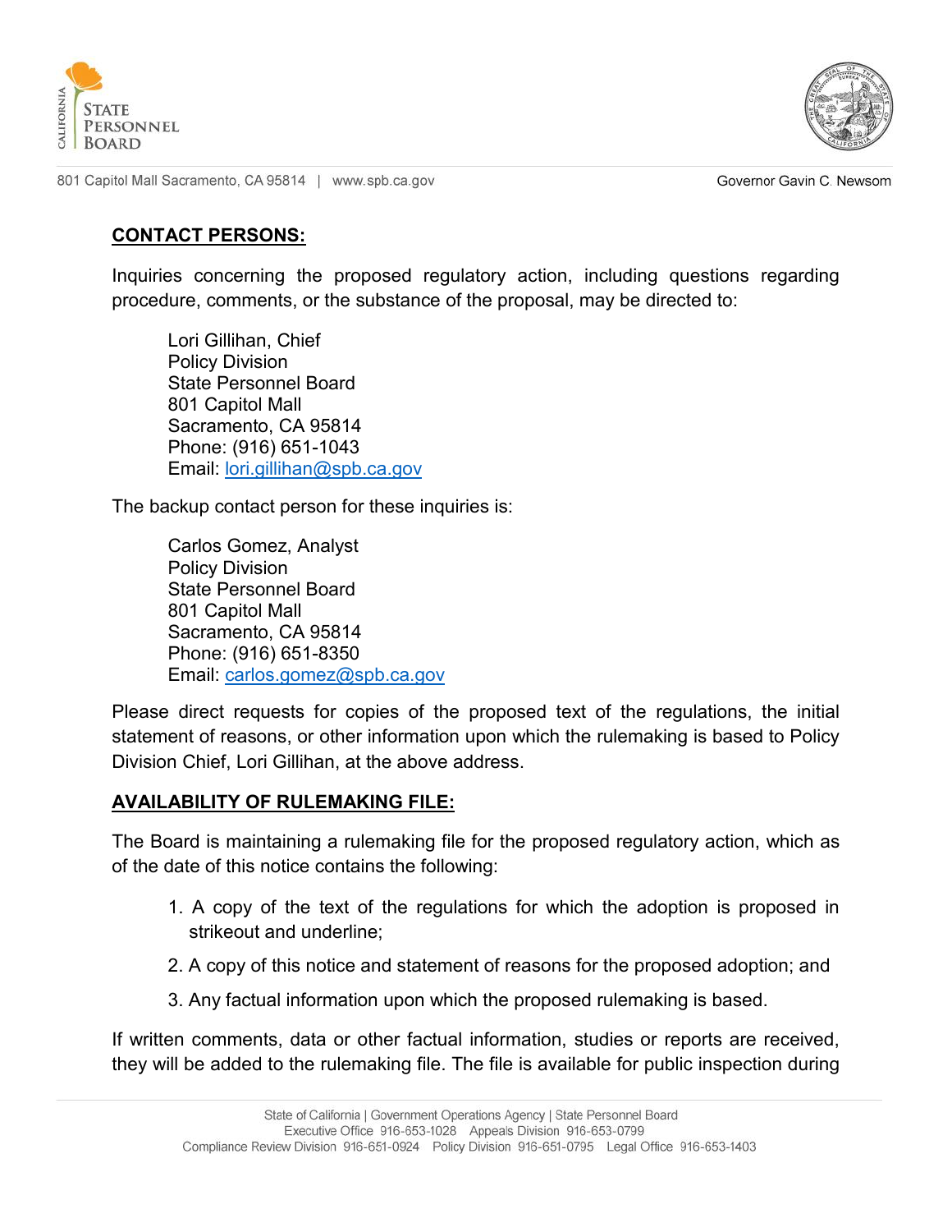**CONTACT PERSONS:**

Inquiries concerning the proposed regulatory action, including questions regarding procedure, comments, or the substance of the proposal, may be directed to:

Lori Gillihan, Chief  
Policy Division  
State Personnel Board  
801 Capitol Mall  
Sacramento, CA 95814  
Phone: (916) 651-1043  
Email: lori.gillihan@spb.ca.gov

The backup contact person for these inquiries is:

Carlos Gomez, Analyst  
Policy Division  
State Personnel Board  
801 Capitol Mall  
Sacramento, CA 95814  
Phone: (916) 651-8350  
Email: carlos.gomez@spb.ca.gov

Please direct requests for copies of the proposed text of the regulations, the initial statement of reasons, or other information upon which the rulemaking is based to Policy Division Chief, Lori Gillihan, at the above address.

**AVAILABILITY OF RULEMAKING FILE:**

The Board is maintaining a rulemaking file for the proposed regulatory action, which as of the date of this notice contains the following:

1. A copy of the text of the regulations for which the adoption is proposed in strikeout and underline;
2. A copy of this notice and statement of reasons for the proposed adoption; and
3. Any factual information upon which the proposed rulemaking is based.

If written comments, data or other factual information, studies or reports are received, they will be added to the rulemaking file. The file is available for public inspection during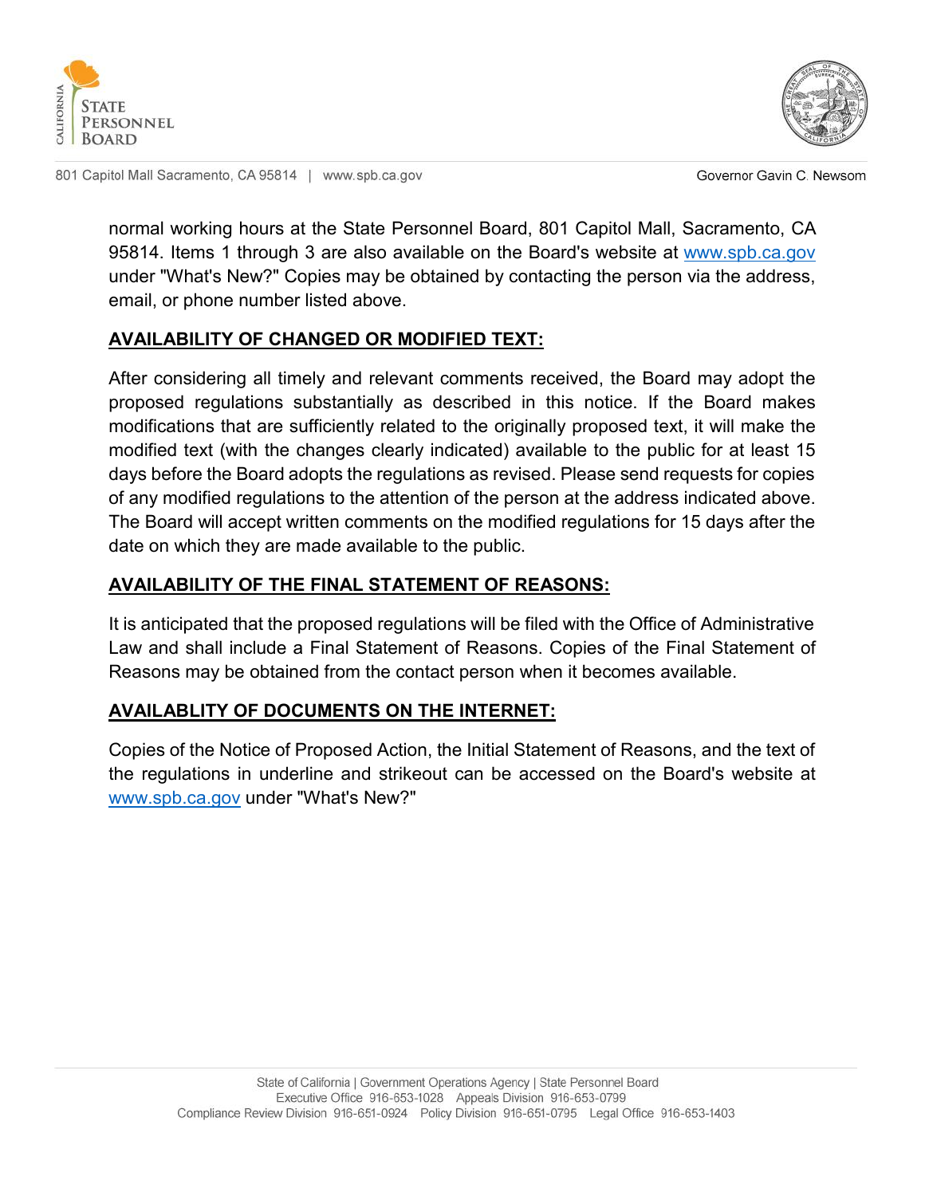normal working hours at the State Personnel Board, 801 Capitol Mall, Sacramento, CA 95814. Items 1 through 3 are also available on the Board's website at www.spb.ca.gov under "What's New?" Copies may be obtained by contacting the person via the address, email, or phone number listed above.

## AVAILABILITY OF CHANGED OR MODIFIED TEXT:

After considering all timely and relevant comments received, the Board may adopt the proposed regulations substantially as described in this notice. If the Board makes modifications that are sufficiently related to the originally proposed text, it will make the modified text (with the changes clearly indicated) available to the public for at least 15 days before the Board adopts the regulations as revised. Please send requests for copies of any modified regulations to the attention of the person at the address indicated above. The Board will accept written comments on the modified regulations for 15 days after the date on which they are made available to the public.

## AVAILABILITY OF THE FINAL STATEMENT OF REASONS:

It is anticipated that the proposed regulations will be filed with the Office of Administrative Law and shall include a Final Statement of Reasons. Copies of the Final Statement of Reasons may be obtained from the contact person when it becomes available.

## AVAILABLITY OF DOCUMENTS ON THE INTERNET:

Copies of the Notice of Proposed Action, the Initial Statement of Reasons, and the text of the regulations in underline and strikeout can be accessed on the Board's website at www.spb.ca.gov under "What's New?"